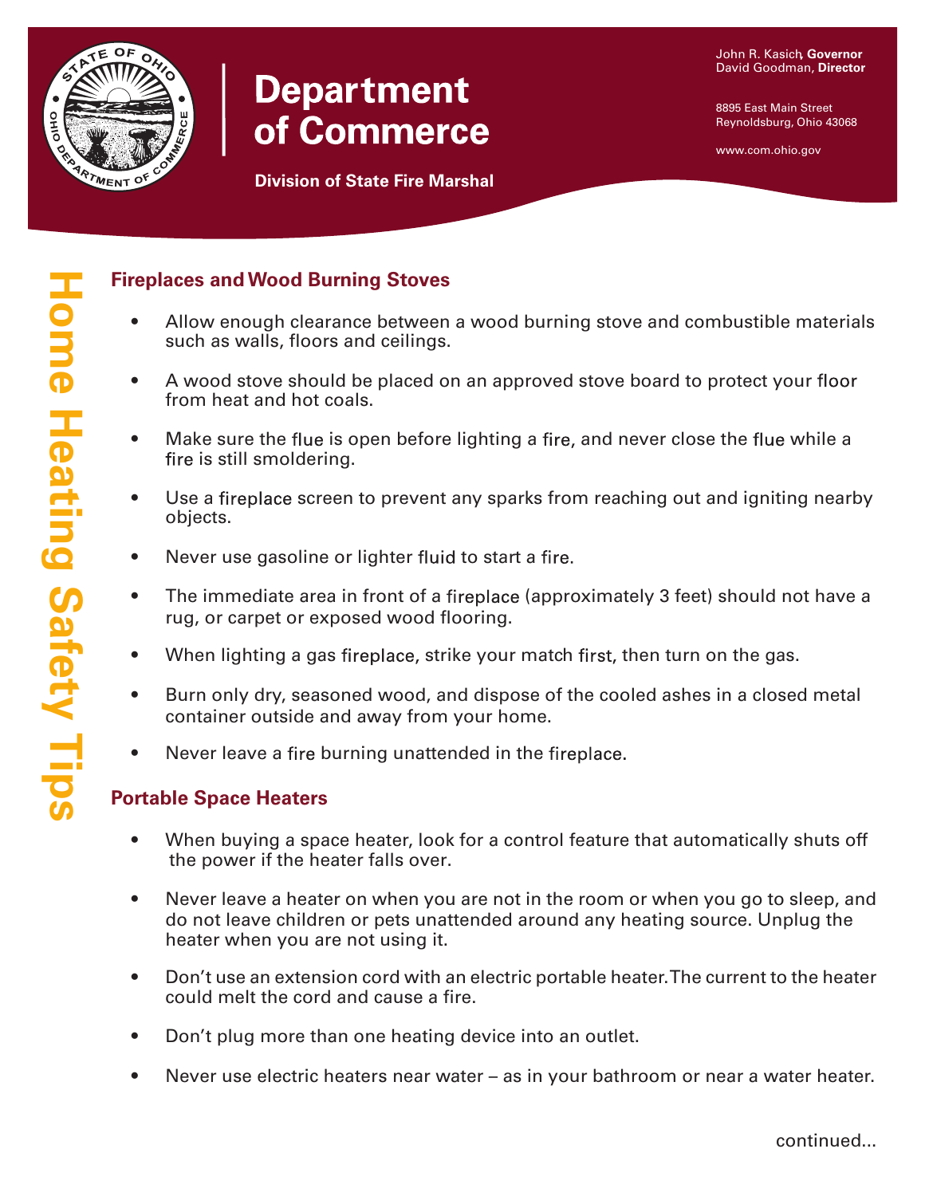# Department of Commerce

**Division of State Fire Marshal**

John R. Kasich, **Governor**
David Goodman, **Director**

8895 East Main Street
Reynoldsburg, Ohio 43068

www.com.ohio.gov

# Home Heating Safety Tips

## Fireplaces and Wood Burning Stoves

- Allow enough clearance between a wood burning stove and combustible materials such as walls, floors and ceilings.
- A wood stove should be placed on an approved stove board to protect your floor from heat and hot coals.
- Make sure the flue is open before lighting a fire, and never close the flue while a fire is still smoldering.
- Use a fireplace screen to prevent any sparks from reaching out and igniting nearby objects.
- Never use gasoline or lighter fluid to start a fire.
- The immediate area in front of a fireplace (approximately 3 feet) should not have a rug, or carpet or exposed wood flooring.
- When lighting a gas fireplace, strike your match first, then turn on the gas.
- Burn only dry, seasoned wood, and dispose of the cooled ashes in a closed metal container outside and away from your home.
- Never leave a fire burning unattended in the fireplace.

## Portable Space Heaters

- When buying a space heater, look for a control feature that automatically shuts off the power if the heater falls over.
- Never leave a heater on when you are not in the room or when you go to sleep, and do not leave children or pets unattended around any heating source. Unplug the heater when you are not using it.
- Don't use an extension cord with an electric portable heater. The current to the heater could melt the cord and cause a fire.
- Don't plug more than one heating device into an outlet.
- Never use electric heaters near water – as in your bathroom or near a water heater.

continued...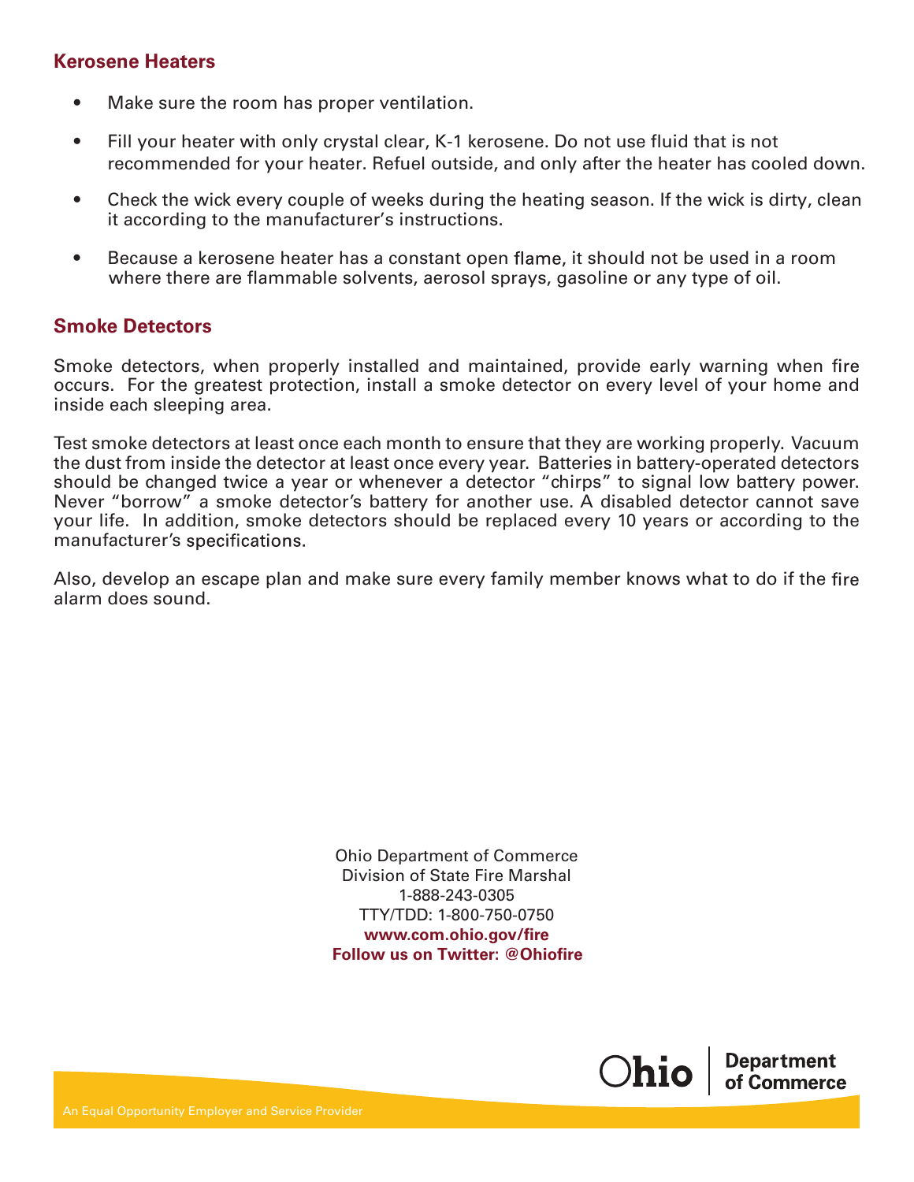## Kerosene Heaters

- Make sure the room has proper ventilation.
- Fill your heater with only crystal clear, K-1 kerosene. Do not use fluid that is not recommended for your heater. Refuel outside, and only after the heater has cooled down.
- Check the wick every couple of weeks during the heating season. If the wick is dirty, clean it according to the manufacturer's instructions.
- Because a kerosene heater has a constant open flame, it should not be used in a room where there are flammable solvents, aerosol sprays, gasoline or any type of oil.

## Smoke Detectors

Smoke detectors, when properly installed and maintained, provide early warning when fire occurs. For the greatest protection, install a smoke detector on every level of your home and inside each sleeping area.

Test smoke detectors at least once each month to ensure that they are working properly. Vacuum the dust from inside the detector at least once every year. Batteries in battery-operated detectors should be changed twice a year or whenever a detector "chirps" to signal low battery power. Never "borrow" a smoke detector's battery for another use. A disabled detector cannot save your life. In addition, smoke detectors should be replaced every 10 years or according to the manufacturer's specifications.

Also, develop an escape plan and make sure every family member knows what to do if the fire alarm does sound.

Ohio Department of Commerce
Division of State Fire Marshal
1-888-243-0305
TTY/TDD: 1-800-750-0750
**www.com.ohio.gov/fire**
**Follow us on Twitter: @Ohiofire**

Ohio | Department of Commerce

An Equal Opportunity Employer and Service Provider